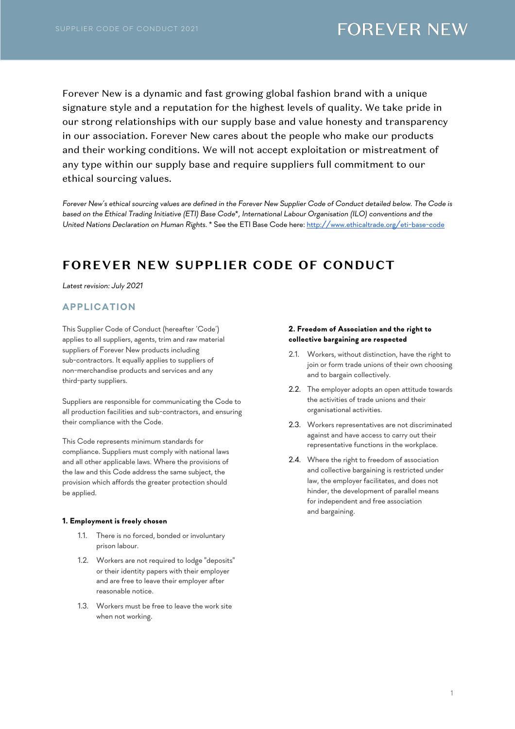Forever New is a dynamic and fast growing global fashion brand with a unique signature style and a reputation for the highest levels of quality. We take pride in our strong relationships with our supply base and value honesty and transparency in our association. Forever New cares about the people who make our products and their working conditions. We will not accept exploitation or mistreatment of any type within our supply base and require suppliers full commitment to our ethical sourcing values.

*Forever New's ethical sourcing values are defined in the Forever New Supplier Code of Conduct detailed below. The Code is based on the Ethical Trading Initiative (ETI) Base Code\*, International Labour Organisation (ILO) conventions and the United Nations Declaration on Human Rights.* \* See the ETI Base Code here: [http://www.ethicaltrade.org/eti-base-code](http://www.ethicaltrade.org/eti-base-code)

# FOREVER NEW SUPPLIER CODE OF CONDUCT

*Latest revision: July 2021*

## APPLICATION

This Supplier Code of Conduct (hereafter 'Code') applies to all suppliers, agents, trim and raw material suppliers of Forever New products including sub-contractors. It equally applies to suppliers of non-merchandise products and services and any third-party suppliers.

Suppliers are responsible for communicating the Code to all production facilities and sub-contractors, and ensuring their compliance with the Code.

This Code represents minimum standards for compliance. Suppliers must comply with national laws and all other applicable laws. Where the provisions of the law and this Code address the same subject, the provision which affords the greater protection should be applied.

### 1. Employment is freely chosen

1.1. There is no forced, bonded or involuntary prison labour.

1.2. Workers are not required to lodge "deposits" or their identity papers with their employer and are free to leave their employer after reasonable notice.

1.3. Workers must be free to leave the work site when not working.

### 2. Freedom of Association and the right to collective bargaining are respected

2.1. Workers, without distinction, have the right to join or form trade unions of their own choosing and to bargain collectively.

2.2. The employer adopts an open attitude towards the activities of trade unions and their organisational activities.

2.3. Workers representatives are not discriminated against and have access to carry out their representative functions in the workplace.

2.4. Where the right to freedom of association and collective bargaining is restricted under law, the employer facilitates, and does not hinder, the development of parallel means for independent and free association and bargaining.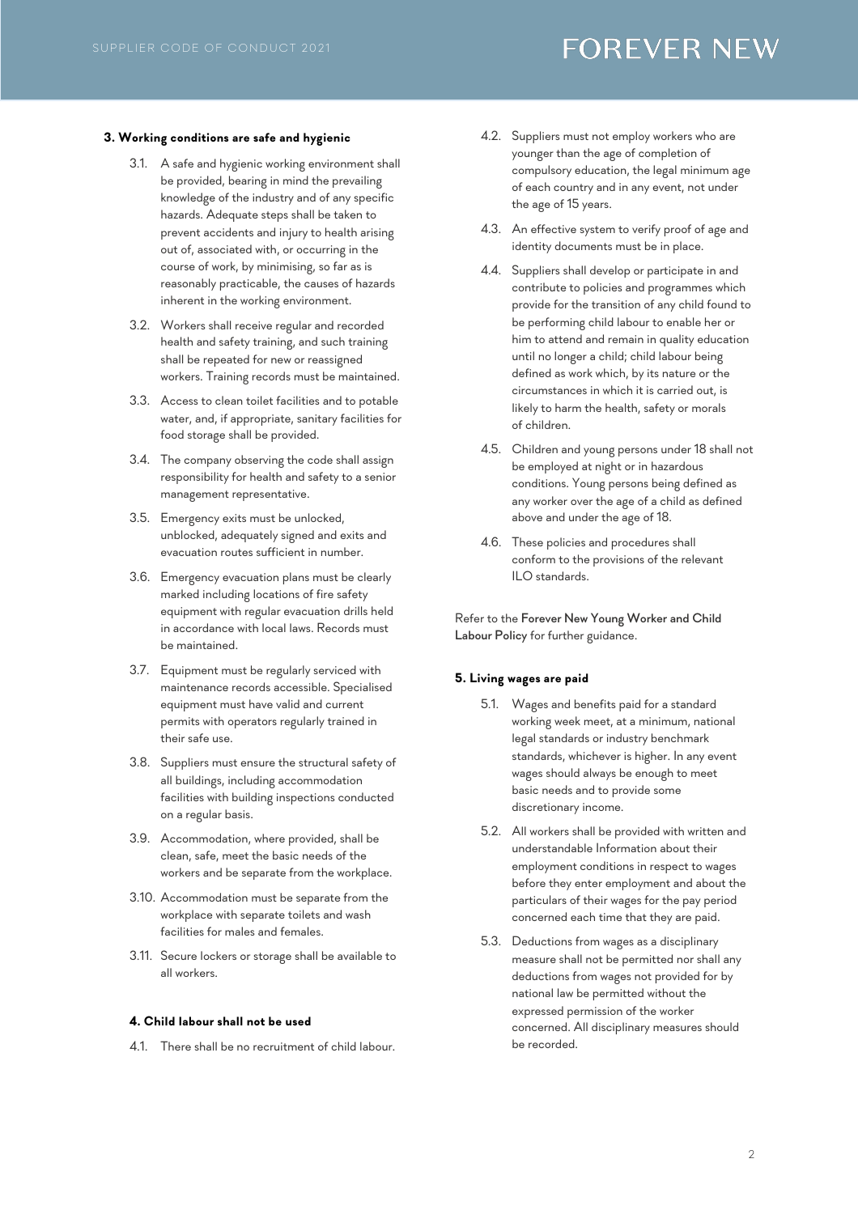### 3. Working conditions are safe and hygienic

3.1. A safe and hygienic working environment shall be provided, bearing in mind the prevailing knowledge of the industry and of any specific hazards. Adequate steps shall be taken to prevent accidents and injury to health arising out of, associated with, or occurring in the course of work, by minimising, so far as is reasonably practicable, the causes of hazards inherent in the working environment.

3.2. Workers shall receive regular and recorded health and safety training, and such training shall be repeated for new or reassigned workers. Training records must be maintained.

3.3. Access to clean toilet facilities and to potable water, and, if appropriate, sanitary facilities for food storage shall be provided.

3.4. The company observing the code shall assign responsibility for health and safety to a senior management representative.

3.5. Emergency exits must be unlocked, unblocked, adequately signed and exits and evacuation routes sufficient in number.

3.6. Emergency evacuation plans must be clearly marked including locations of fire safety equipment with regular evacuation drills held in accordance with local laws. Records must be maintained.

3.7. Equipment must be regularly serviced with maintenance records accessible. Specialised equipment must have valid and current permits with operators regularly trained in their safe use.

3.8. Suppliers must ensure the structural safety of all buildings, including accommodation facilities with building inspections conducted on a regular basis.

3.9. Accommodation, where provided, shall be clean, safe, meet the basic needs of the workers and be separate from the workplace.

3.10. Accommodation must be separate from the workplace with separate toilets and wash facilities for males and females.

3.11. Secure lockers or storage shall be available to all workers.

### 4. Child labour shall not be used

4.1. There shall be no recruitment of child labour.

4.2. Suppliers must not employ workers who are younger than the age of completion of compulsory education, the legal minimum age of each country and in any event, not under the age of 15 years.

4.3. An effective system to verify proof of age and identity documents must be in place.

4.4. Suppliers shall develop or participate in and contribute to policies and programmes which provide for the transition of any child found to be performing child labour to enable her or him to attend and remain in quality education until no longer a child; child labour being defined as work which, by its nature or the circumstances in which it is carried out, is likely to harm the health, safety or morals of children.

4.5. Children and young persons under 18 shall not be employed at night or in hazardous conditions. Young persons being defined as any worker over the age of a child as defined above and under the age of 18.

4.6. These policies and procedures shall conform to the provisions of the relevant ILO standards.

Refer to the **Forever New Young Worker and Child Labour Policy** for further guidance.

### 5. Living wages are paid

5.1. Wages and benefits paid for a standard working week meet, at a minimum, national legal standards or industry benchmark standards, whichever is higher. In any event wages should always be enough to meet basic needs and to provide some discretionary income.

5.2. All workers shall be provided with written and understandable Information about their employment conditions in respect to wages before they enter employment and about the particulars of their wages for the pay period concerned each time that they are paid.

5.3. Deductions from wages as a disciplinary measure shall not be permitted nor shall any deductions from wages not provided for by national law be permitted without the expressed permission of the worker concerned. All disciplinary measures should be recorded.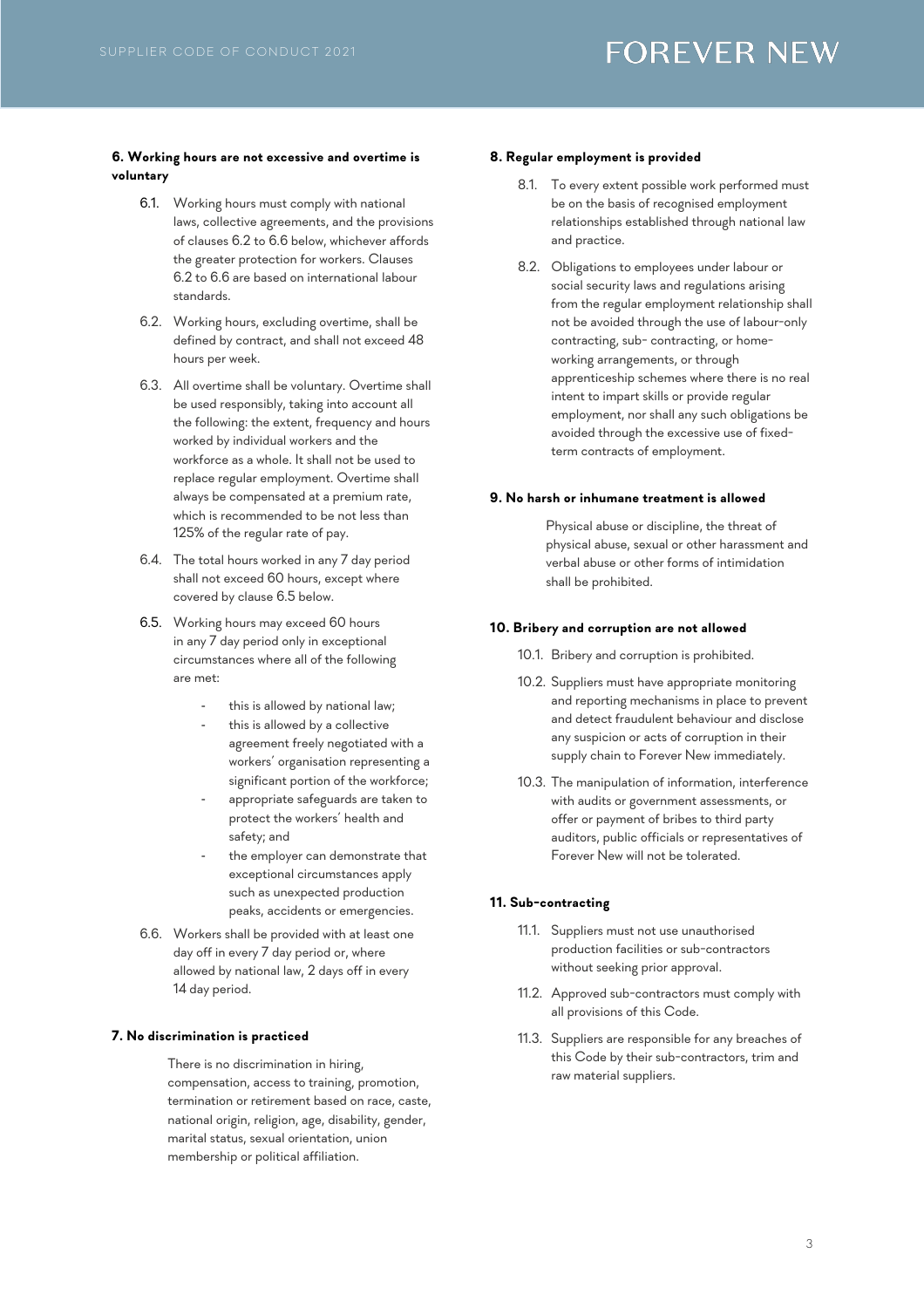### 6. Working hours are not excessive and overtime is voluntary

6.1. Working hours must comply with national laws, collective agreements, and the provisions of clauses 6.2 to 6.6 below, whichever affords the greater protection for workers. Clauses 6.2 to 6.6 are based on international labour standards.

6.2. Working hours, excluding overtime, shall be defined by contract, and shall not exceed 48 hours per week.

6.3. All overtime shall be voluntary. Overtime shall be used responsibly, taking into account all the following: the extent, frequency and hours worked by individual workers and the workforce as a whole. It shall not be used to replace regular employment. Overtime shall always be compensated at a premium rate, which is recommended to be not less than 125% of the regular rate of pay.

6.4. The total hours worked in any 7 day period shall not exceed 60 hours, except where covered by clause 6.5 below.

6.5. Working hours may exceed 60 hours in any 7 day period only in exceptional circumstances where all of the following are met:

- this is allowed by national law;
- this is allowed by a collective agreement freely negotiated with a workers' organisation representing a significant portion of the workforce;
- appropriate safeguards are taken to protect the workers' health and safety; and
- the employer can demonstrate that exceptional circumstances apply such as unexpected production peaks, accidents or emergencies.

6.6. Workers shall be provided with at least one day off in every 7 day period or, where allowed by national law, 2 days off in every 14 day period.

### 7. No discrimination is practiced

There is no discrimination in hiring, compensation, access to training, promotion, termination or retirement based on race, caste, national origin, religion, age, disability, gender, marital status, sexual orientation, union membership or political affiliation.

### 8. Regular employment is provided

8.1. To every extent possible work performed must be on the basis of recognised employment relationships established through national law and practice.

8.2. Obligations to employees under labour or social security laws and regulations arising from the regular employment relationship shall not be avoided through the use of labour-only contracting, sub- contracting, or home-working arrangements, or through apprenticeship schemes where there is no real intent to impart skills or provide regular employment, nor shall any such obligations be avoided through the excessive use of fixed-term contracts of employment.

### 9. No harsh or inhumane treatment is allowed

Physical abuse or discipline, the threat of physical abuse, sexual or other harassment and verbal abuse or other forms of intimidation shall be prohibited.

### 10. Bribery and corruption are not allowed

10.1. Bribery and corruption is prohibited.

10.2. Suppliers must have appropriate monitoring and reporting mechanisms in place to prevent and detect fraudulent behaviour and disclose any suspicion or acts of corruption in their supply chain to Forever New immediately.

10.3. The manipulation of information, interference with audits or government assessments, or offer or payment of bribes to third party auditors, public officials or representatives of Forever New will not be tolerated.

### 11. Sub-contracting

11.1. Suppliers must not use unauthorised production facilities or sub-contractors without seeking prior approval.

11.2. Approved sub-contractors must comply with all provisions of this Code.

11.3. Suppliers are responsible for any breaches of this Code by their sub-contractors, trim and raw material suppliers.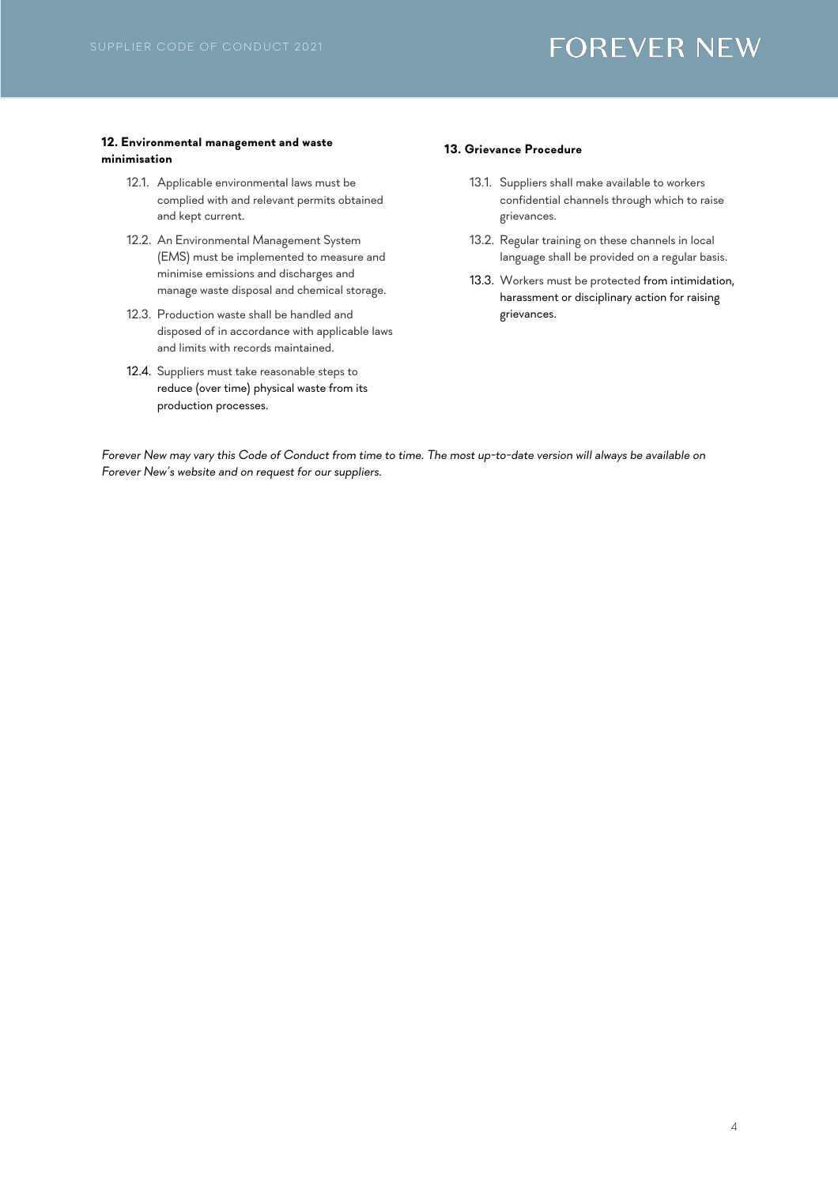**12. Environmental management and waste minimisation**

12.1. Applicable environmental laws must be complied with and relevant permits obtained and kept current.

12.2. An Environmental Management System (EMS) must be implemented to measure and minimise emissions and discharges and manage waste disposal and chemical storage.

12.3. Production waste shall be handled and disposed of in accordance with applicable laws and limits with records maintained.

12.4. Suppliers must take reasonable steps to reduce (over time) physical waste from its production processes.

**13. Grievance Procedure**

13.1. Suppliers shall make available to workers confidential channels through which to raise grievances.

13.2. Regular training on these channels in local language shall be provided on a regular basis.

13.3. Workers must be protected from intimidation, harassment or disciplinary action for raising grievances.

*Forever New may vary this Code of Conduct from time to time. The most up-to-date version will always be available on Forever New's website and on request for our suppliers.*